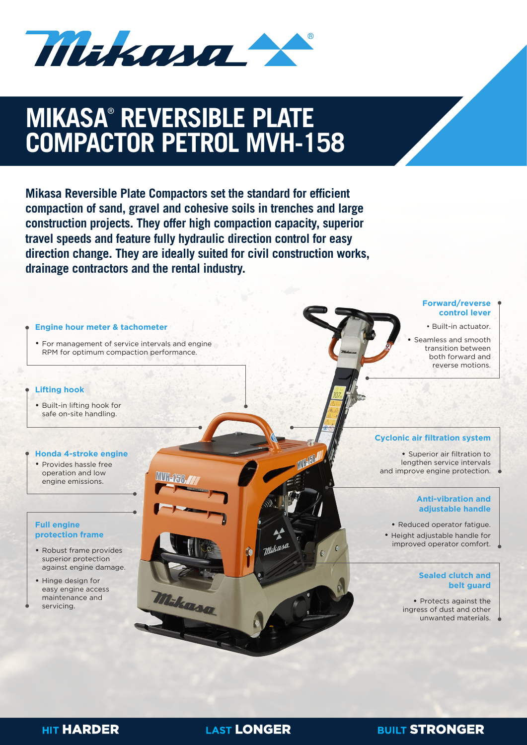# MIKASA® REVERSIBLE PLATE COMPACTOR PETROL MVH-158

**Mikasa Reversible Plate Compactors set the standard for efficient compaction of sand, gravel and cohesive soils in trenches and large construction projects. They offer high compaction capacity, superior travel speeds and feature fully hydraulic direction control for easy direction change. They are ideally suited for civil construction works, drainage contractors and the rental industry.**

### Engine hour meter & tachometer

- For management of service intervals and engine RPM for optimum compaction performance.

### Lifting hook

- Built-in lifting hook for safe on-site handling.

### Honda 4-stroke engine

- Provides hassle free operation and low engine emissions.

### Full engine protection frame

- Robust frame provides superior protection against engine damage.
- Hinge design for easy engine access maintenance and servicing.

### Forward/reverse control lever

- Built-in actuator.
- Seamless and smooth transition between both forward and reverse motions.

### Cyclonic air filtration system

- Superior air filtration to lengthen service intervals and improve engine protection.

### Anti-vibration and adjustable handle

- Reduced operator fatigue.
- Height adjustable handle for improved operator comfort.

### Sealed clutch and belt guard

- Protects against the ingress of dust and other unwanted materials.

HIT **HARDER** LAST **LONGER** BUILT **STRONGER**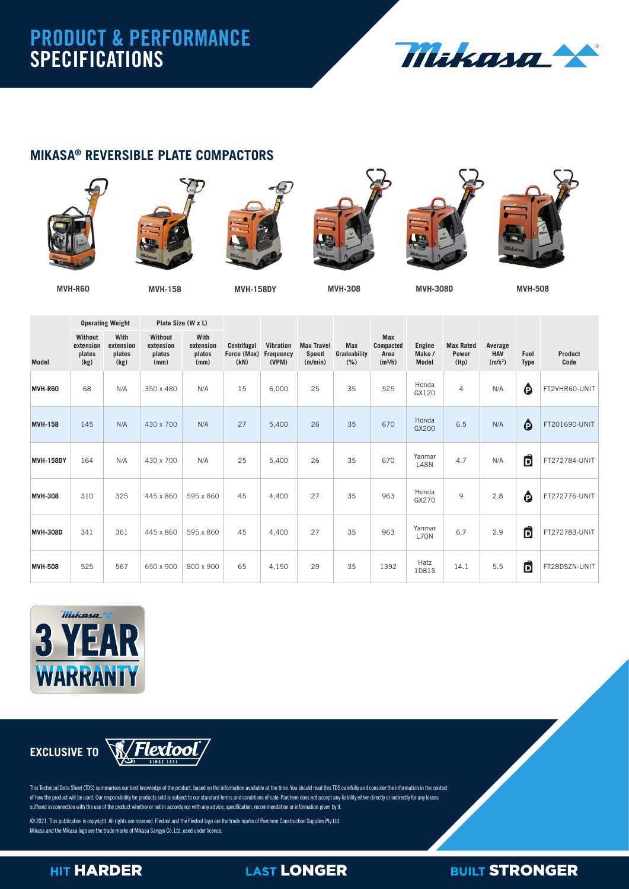# PRODUCT & PERFORMANCE SPECIFICATIONS

## MIKASA® REVERSIBLE PLATE COMPACTORS

MVH-R60 MVH-158 MVH-158DY MVH-308 MVH-308D MVH-508

| Model | Operating Weight | | Plate Size (W x L) | | Centrifugal Force (Max) (kN) | Vibration Frequency (VPM) | Max Travel Speed (m/min) | Max Gradeability (%) | Max Compacted Area ($m^2$/h) | Engine Make / Model | Max Rated Power (Hp) | Average HAV ($m/s^2$) | Fuel Type | Product Code |
|---|---|---|---|---|---|---|---|---|---|---|---|---|---|---|
| | Without extension plates (kg) | With extension plates (kg) | Without extension plates (mm) | With extension plates (mm) | | | | | | | | | | |
| **MVH-R60** | 68 | N/A | 350 x 480 | N/A | 15 | 6,000 | 25 | 35 | 525 | Honda GX120 | 4 | N/A | P | FT2VHR60-UNIT |
| **MVH-158** | 145 | N/A | 430 x 700 | N/A | 27 | 5,400 | 26 | 35 | 670 | Honda GX200 | 6.5 | N/A | P | FT201690-UNIT |
| **MVH-158DY** | 164 | N/A | 430 x 700 | N/A | 25 | 5,400 | 26 | 35 | 670 | Yanmar L48N | 4.7 | N/A | D | FT272784-UNIT |
| **MVH-308** | 310 | 325 | 445 x 860 | 595 x 860 | 45 | 4,400 | 27 | 35 | 963 | Honda GX270 | 9 | 2.8 | P | FT272776-UNIT |
| **MVH-308D** | 341 | 361 | 445 x 860 | 595 x 860 | 45 | 4,400 | 27 | 35 | 963 | Yanmar L70N | 6.7 | 2.9 | D | FT272783-UNIT |
| **MVH-508** | 525 | 567 | 650 x 900 | 800 x 900 | 65 | 4,150 | 29 | 35 | 1392 | Hatz 1D81S | 14.1 | 5.5 | D | FT28DSZN-UNIT |

3 YEAR WARRANTY

**EXCLUSIVE TO** Flextool

This Technical Data Sheet (TDS) summarises our best knowledge of the product, based on the information available at the time. You should read this TDS carefully and consider the information in the context of how the product will be used. Our responsibility for products sold is subject to our standard terms and conditions of sale. Parchem does not accept any liability either directly or indirectly for any losses suffered in connection with the use of the product whether or not in accordance with any advice, specification, recommendation or information given by it.

© 2021. This publication is copyright. All rights are reserved. Flextool and the Flextool logo are the trade marks of Parchem Construction Supplies Pty Ltd. Mikasa and the Mikasa logo are the trade marks of Mikasa Sangyo Co. Ltd, used under licence.

HIT **HARDER** LAST **LONGER** BUILT **STRONGER**